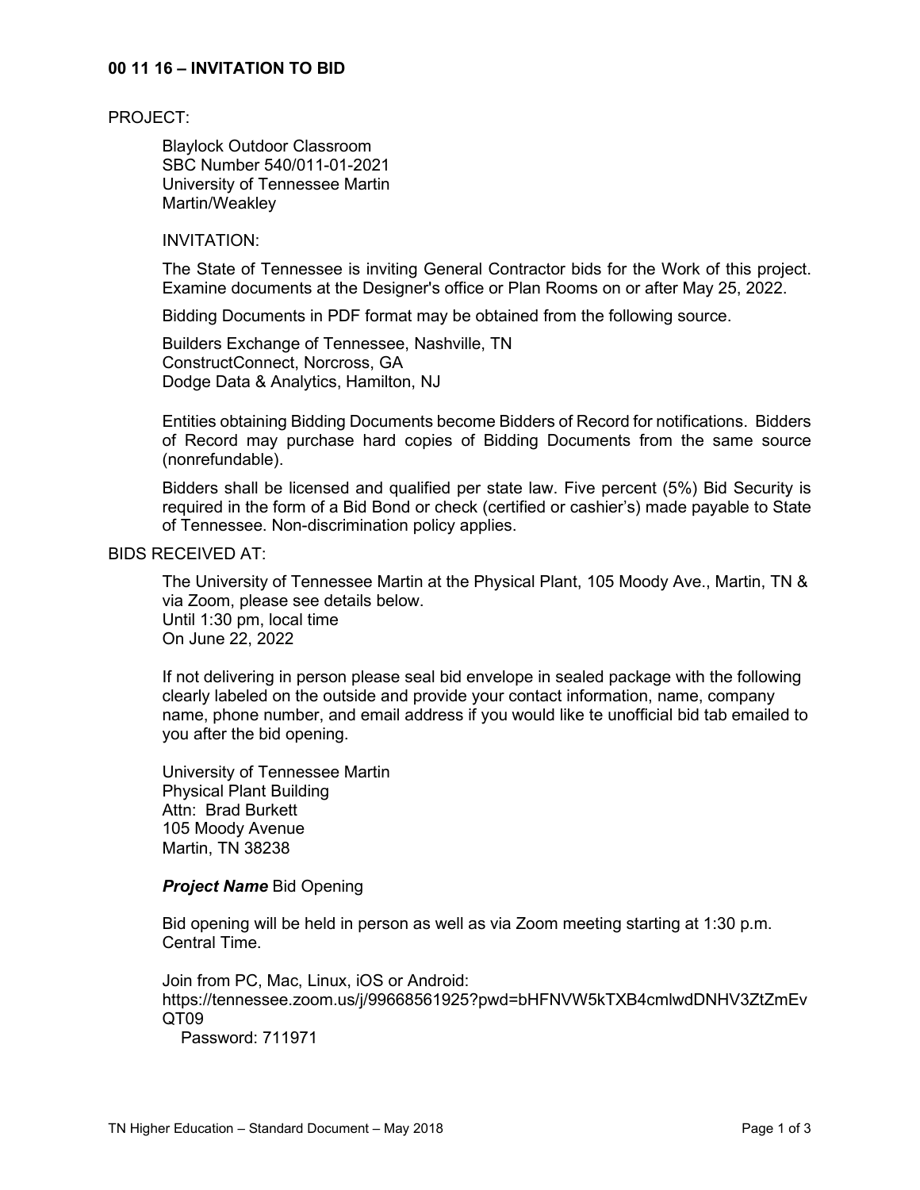# 00 11 16 – INVITATION TO BID

PROJECT:

Blaylock Outdoor Classroom
SBC Number 540/011-01-2021
University of Tennessee Martin
Martin/Weakley

INVITATION:

The State of Tennessee is inviting General Contractor bids for the Work of this project. Examine documents at the Designer's office or Plan Rooms on or after May 25, 2022.

Bidding Documents in PDF format may be obtained from the following source.

Builders Exchange of Tennessee, Nashville, TN
ConstructConnect, Norcross, GA
Dodge Data & Analytics, Hamilton, NJ

Entities obtaining Bidding Documents become Bidders of Record for notifications. Bidders of Record may purchase hard copies of Bidding Documents from the same source (nonrefundable).

Bidders shall be licensed and qualified per state law. Five percent (5%) Bid Security is required in the form of a Bid Bond or check (certified or cashier's) made payable to State of Tennessee. Non-discrimination policy applies.

BIDS RECEIVED AT:

The University of Tennessee Martin at the Physical Plant, 105 Moody Ave., Martin, TN & via Zoom, please see details below.
Until 1:30 pm, local time
On June 22, 2022

If not delivering in person please seal bid envelope in sealed package with the following clearly labeled on the outside and provide your contact information, name, company name, phone number, and email address if you would like te unofficial bid tab emailed to you after the bid opening.

University of Tennessee Martin
Physical Plant Building
Attn: Brad Burkett
105 Moody Avenue
Martin, TN 38238

***Project Name*** Bid Opening

Bid opening will be held in person as well as via Zoom meeting starting at 1:30 p.m. Central Time.

Join from PC, Mac, Linux, iOS or Android:
https://tennessee.zoom.us/j/99668561925?pwd=bHFNVW5kTXB4cmlwdDNHV3ZtZmEvQT09
Password: 711971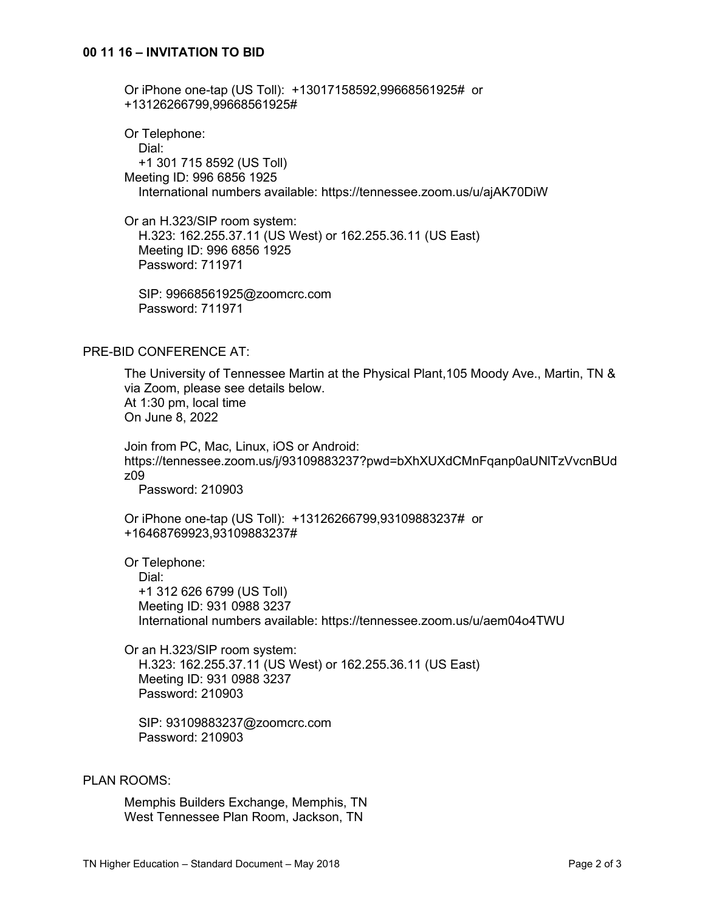## 00 11 16 – INVITATION TO BID

Or iPhone one-tap (US Toll): +13017158592,99668561925# or +13126266799,99668561925#

Or Telephone:
Dial:
+1 301 715 8592 (US Toll)
Meeting ID: 996 6856 1925
International numbers available: https://tennessee.zoom.us/u/ajAK70DiW

Or an H.323/SIP room system:
H.323: 162.255.37.11 (US West) or 162.255.36.11 (US East)
Meeting ID: 996 6856 1925
Password: 711971

SIP: 99668561925@zoomcrc.com
Password: 711971

PRE-BID CONFERENCE AT:

The University of Tennessee Martin at the Physical Plant,105 Moody Ave., Martin, TN & via Zoom, please see details below.
At 1:30 pm, local time
On June 8, 2022

Join from PC, Mac, Linux, iOS or Android:
https://tennessee.zoom.us/j/93109883237?pwd=bXhXUXdCMnFqanp0aUNlTzVvcnBUdz09
Password: 210903

Or iPhone one-tap (US Toll): +13126266799,93109883237# or +16468769923,93109883237#

Or Telephone:
Dial:
+1 312 626 6799 (US Toll)
Meeting ID: 931 0988 3237
International numbers available: https://tennessee.zoom.us/u/aem04o4TWU

Or an H.323/SIP room system:
H.323: 162.255.37.11 (US West) or 162.255.36.11 (US East)
Meeting ID: 931 0988 3237
Password: 210903

SIP: 93109883237@zoomcrc.com
Password: 210903

PLAN ROOMS:

Memphis Builders Exchange, Memphis, TN
West Tennessee Plan Room, Jackson, TN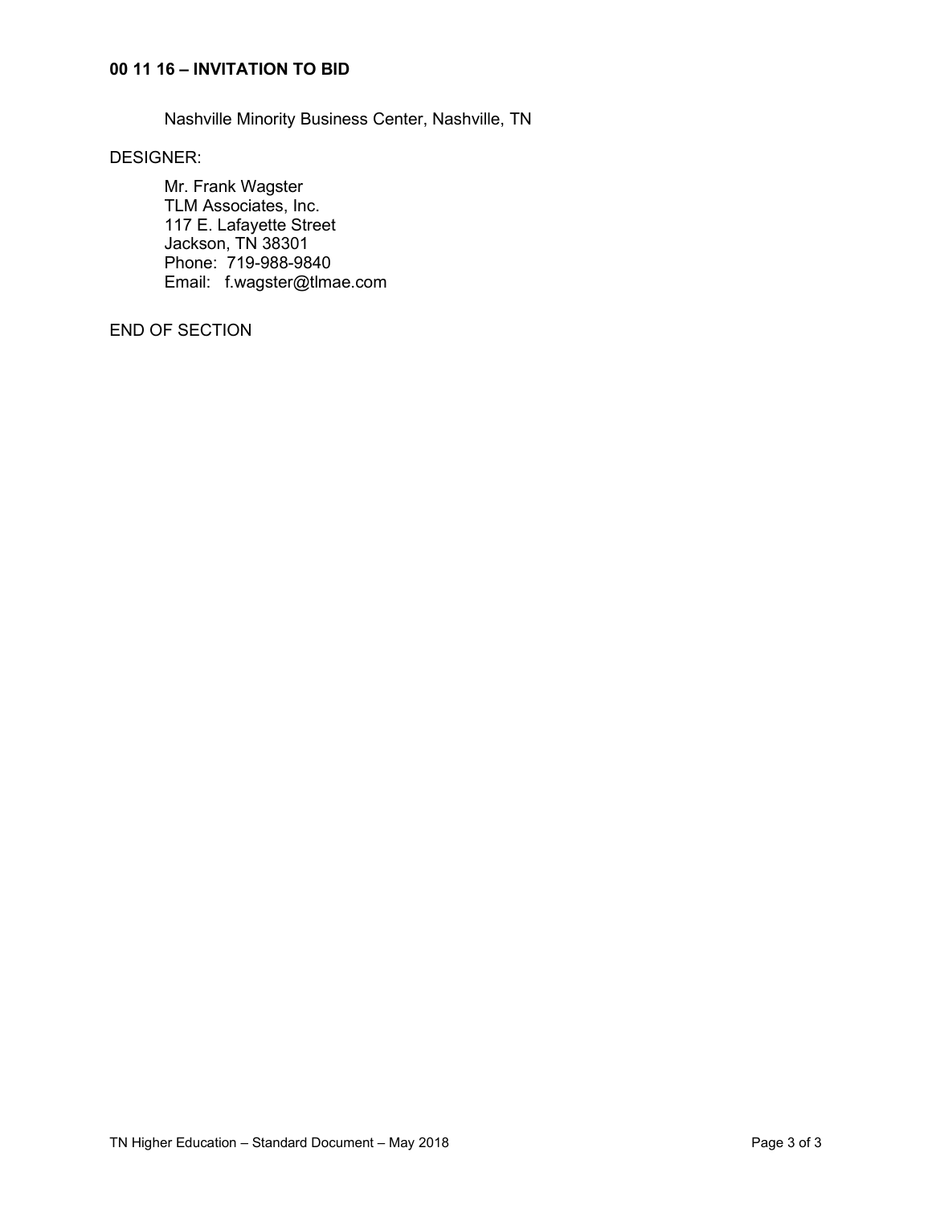**00 11 16 – INVITATION TO BID**

Nashville Minority Business Center, Nashville, TN

DESIGNER:

Mr. Frank Wagster
TLM Associates, Inc.
117 E. Lafayette Street
Jackson, TN 38301
Phone: 719-988-9840
Email: f.wagster@tlmae.com

END OF SECTION